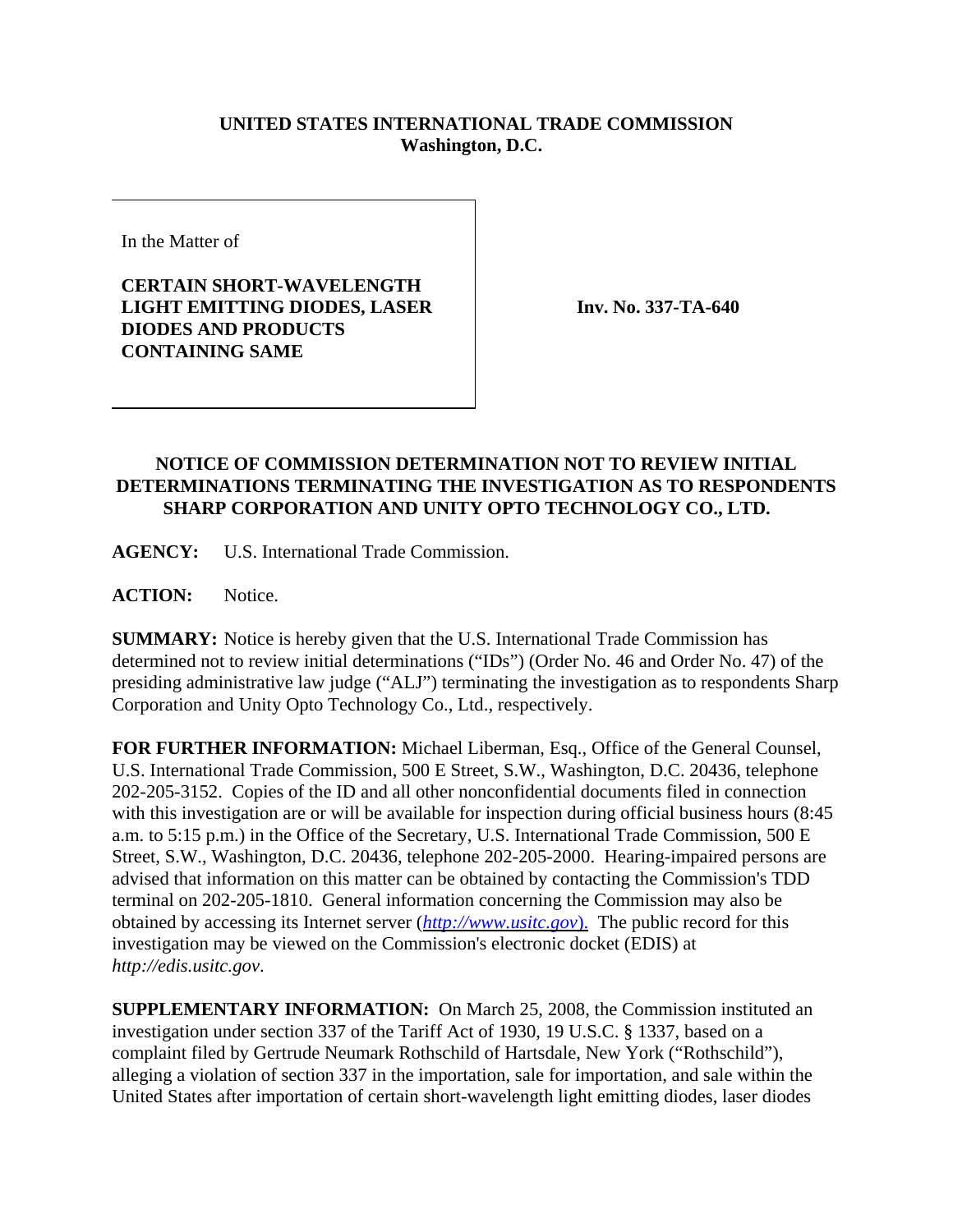**UNITED STATES INTERNATIONAL TRADE COMMISSION**
**Washington, D.C.**

In the Matter of

**CERTAIN SHORT-WAVELENGTH LIGHT EMITTING DIODES, LASER DIODES AND PRODUCTS CONTAINING SAME**

**Inv. No. 337-TA-640**

## NOTICE OF COMMISSION DETERMINATION NOT TO REVIEW INITIAL DETERMINATIONS TERMINATING THE INVESTIGATION AS TO RESPONDENTS SHARP CORPORATION AND UNITY OPTO TECHNOLOGY CO., LTD.

**AGENCY:** U.S. International Trade Commission.

**ACTION:** Notice.

**SUMMARY:** Notice is hereby given that the U.S. International Trade Commission has determined not to review initial determinations ("IDs") (Order No. 46 and Order No. 47) of the presiding administrative law judge ("ALJ") terminating the investigation as to respondents Sharp Corporation and Unity Opto Technology Co., Ltd., respectively.

**FOR FURTHER INFORMATION:** Michael Liberman, Esq., Office of the General Counsel, U.S. International Trade Commission, 500 E Street, S.W., Washington, D.C. 20436, telephone 202-205-3152. Copies of the ID and all other nonconfidential documents filed in connection with this investigation are or will be available for inspection during official business hours (8:45 a.m. to 5:15 p.m.) in the Office of the Secretary, U.S. International Trade Commission, 500 E Street, S.W., Washington, D.C. 20436, telephone 202-205-2000. Hearing-impaired persons are advised that information on this matter can be obtained by contacting the Commission's TDD terminal on 202-205-1810. General information concerning the Commission may also be obtained by accessing its Internet server (*http://www.usitc.gov*). The public record for this investigation may be viewed on the Commission's electronic docket (EDIS) at *http://edis.usitc.gov*.

**SUPPLEMENTARY INFORMATION:** On March 25, 2008, the Commission instituted an investigation under section 337 of the Tariff Act of 1930, 19 U.S.C. § 1337, based on a complaint filed by Gertrude Neumark Rothschild of Hartsdale, New York ("Rothschild"), alleging a violation of section 337 in the importation, sale for importation, and sale within the United States after importation of certain short-wavelength light emitting diodes, laser diodes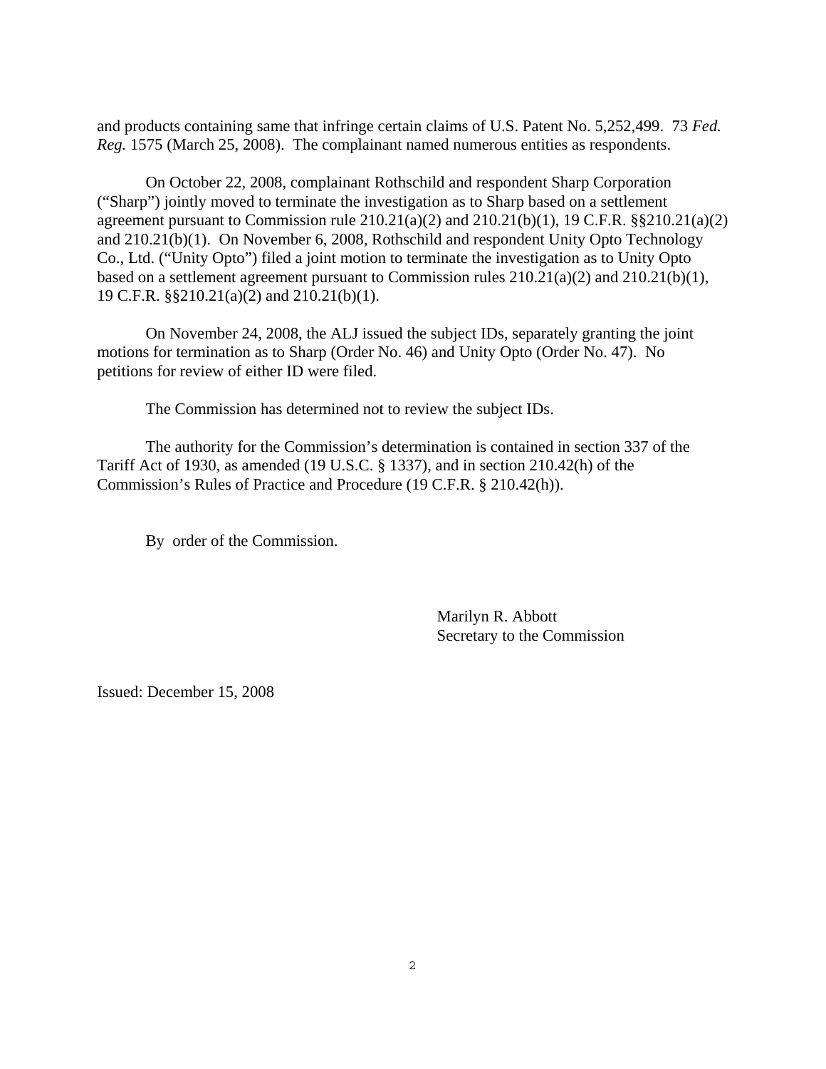and products containing same that infringe certain claims of U.S. Patent No. 5,252,499. 73 *Fed. Reg.* 1575 (March 25, 2008). The complainant named numerous entities as respondents.

On October 22, 2008, complainant Rothschild and respondent Sharp Corporation ("Sharp") jointly moved to terminate the investigation as to Sharp based on a settlement agreement pursuant to Commission rule 210.21(a)(2) and 210.21(b)(1), 19 C.F.R. §§210.21(a)(2) and 210.21(b)(1). On November 6, 2008, Rothschild and respondent Unity Opto Technology Co., Ltd. ("Unity Opto") filed a joint motion to terminate the investigation as to Unity Opto based on a settlement agreement pursuant to Commission rules 210.21(a)(2) and 210.21(b)(1), 19 C.F.R. §§210.21(a)(2) and 210.21(b)(1).

On November 24, 2008, the ALJ issued the subject IDs, separately granting the joint motions for termination as to Sharp (Order No. 46) and Unity Opto (Order No. 47). No petitions for review of either ID were filed.

The Commission has determined not to review the subject IDs.

The authority for the Commission's determination is contained in section 337 of the Tariff Act of 1930, as amended (19 U.S.C. § 1337), and in section 210.42(h) of the Commission's Rules of Practice and Procedure (19 C.F.R. § 210.42(h)).

By order of the Commission.

Marilyn R. Abbott
Secretary to the Commission

Issued: December 15, 2008